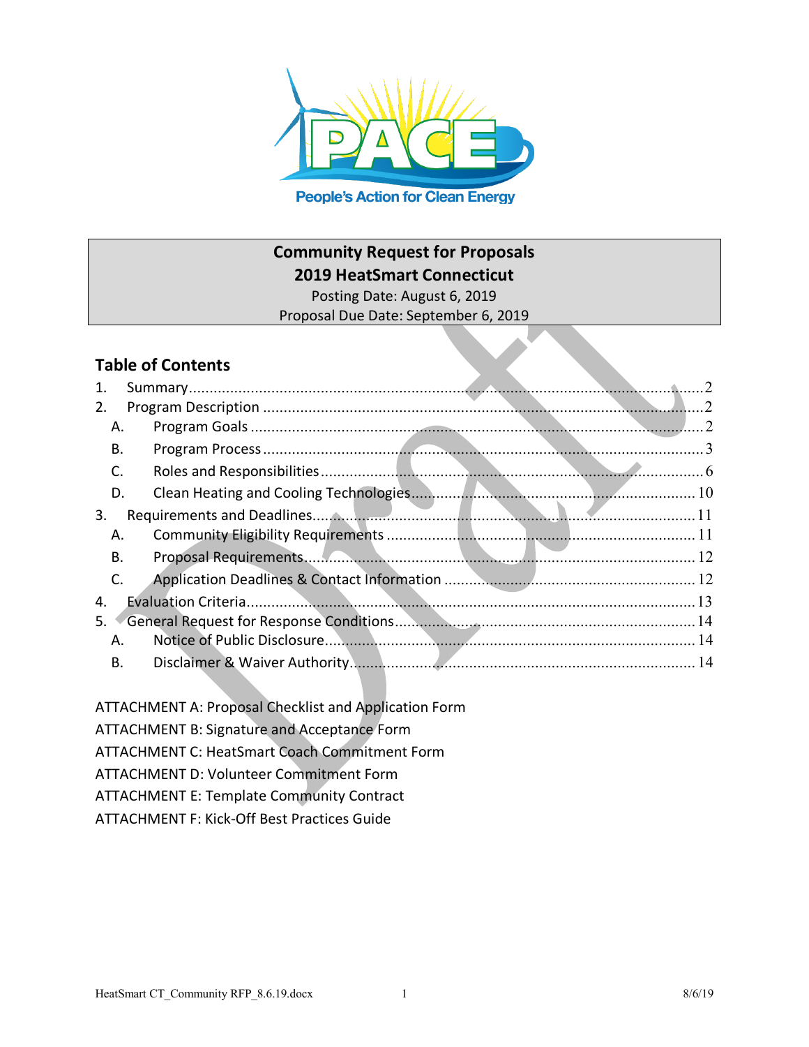PACE
People's Action for Clean Energy

# Community Request for Proposals
## 2019 HeatSmart Connecticut

Posting Date: August 6, 2019
Proposal Due Date: September 6, 2019

## Table of Contents

1. Summary .......... 2
2. Program Description .......... 2
   - A. Program Goals .......... 2
   - B. Program Process .......... 3
   - C. Roles and Responsibilities .......... 6
   - D. Clean Heating and Cooling Technologies .......... 10
3. Requirements and Deadlines .......... 11
   - A. Community Eligibility Requirements .......... 11
   - B. Proposal Requirements .......... 12
   - C. Application Deadlines & Contact Information .......... 12
4. Evaluation Criteria .......... 13
5. General Request for Response Conditions .......... 14
   - A. Notice of Public Disclosure .......... 14
   - B. Disclaimer & Waiver Authority .......... 14

ATTACHMENT A: Proposal Checklist and Application Form
ATTACHMENT B: Signature and Acceptance Form
ATTACHMENT C: HeatSmart Coach Commitment Form
ATTACHMENT D: Volunteer Commitment Form
ATTACHMENT E: Template Community Contract
ATTACHMENT F: Kick-Off Best Practices Guide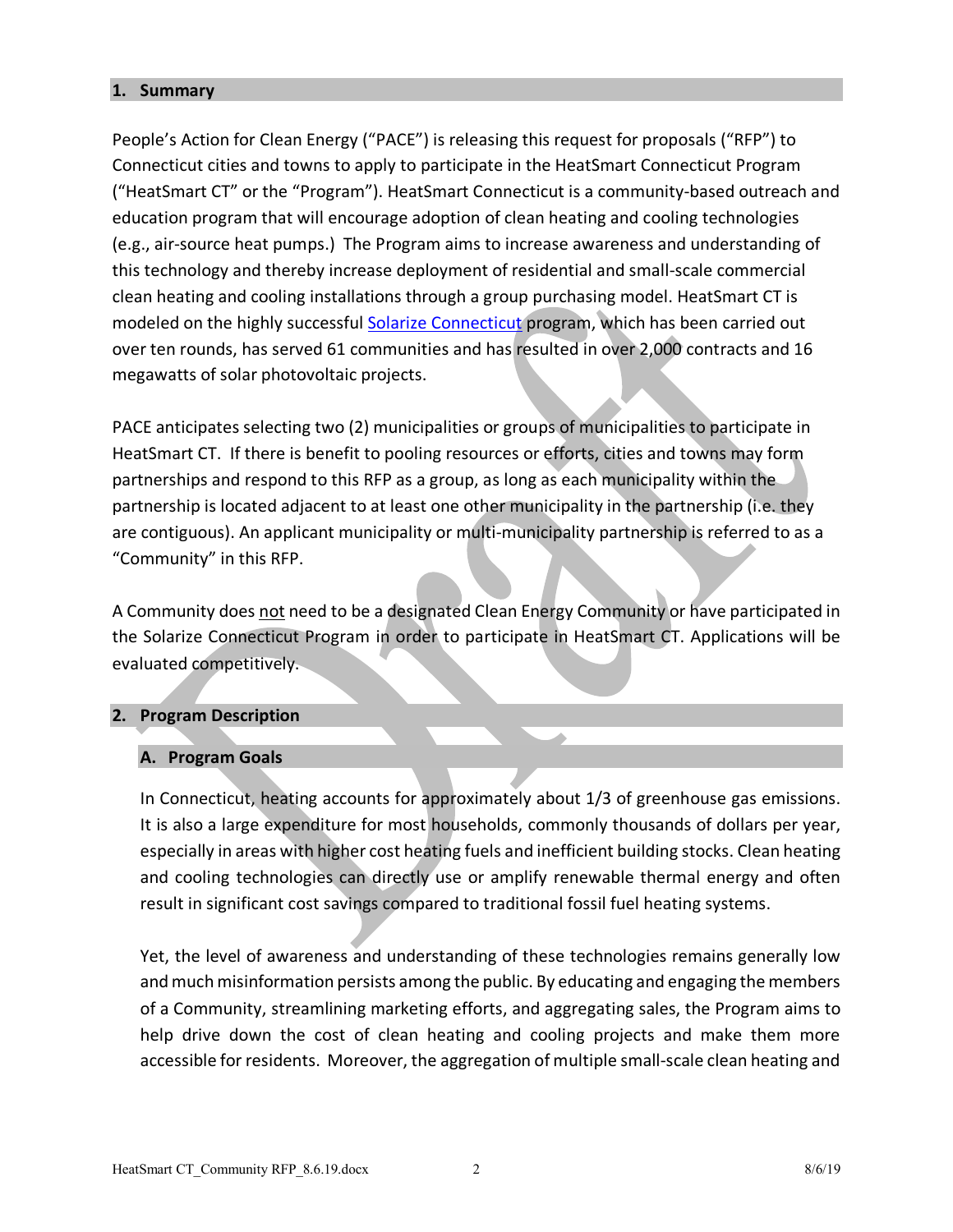## 1. Summary

People's Action for Clean Energy ("PACE") is releasing this request for proposals ("RFP") to Connecticut cities and towns to apply to participate in the HeatSmart Connecticut Program ("HeatSmart CT" or the "Program"). HeatSmart Connecticut is a community-based outreach and education program that will encourage adoption of clean heating and cooling technologies (e.g., air-source heat pumps.) The Program aims to increase awareness and understanding of this technology and thereby increase deployment of residential and small-scale commercial clean heating and cooling installations through a group purchasing model. HeatSmart CT is modeled on the highly successful [Solarize Connecticut](#) program, which has been carried out over ten rounds, has served 61 communities and has resulted in over 2,000 contracts and 16 megawatts of solar photovoltaic projects.

PACE anticipates selecting two (2) municipalities or groups of municipalities to participate in HeatSmart CT. If there is benefit to pooling resources or efforts, cities and towns may form partnerships and respond to this RFP as a group, as long as each municipality within the partnership is located adjacent to at least one other municipality in the partnership (i.e. they are contiguous). An applicant municipality or multi-municipality partnership is referred to as a "Community" in this RFP.

A Community does not need to be a designated Clean Energy Community or have participated in the Solarize Connecticut Program in order to participate in HeatSmart CT. Applications will be evaluated competitively.

## 2. Program Description

### A. Program Goals

In Connecticut, heating accounts for approximately about 1/3 of greenhouse gas emissions. It is also a large expenditure for most households, commonly thousands of dollars per year, especially in areas with higher cost heating fuels and inefficient building stocks. Clean heating and cooling technologies can directly use or amplify renewable thermal energy and often result in significant cost savings compared to traditional fossil fuel heating systems.

Yet, the level of awareness and understanding of these technologies remains generally low and much misinformation persists among the public. By educating and engaging the members of a Community, streamlining marketing efforts, and aggregating sales, the Program aims to help drive down the cost of clean heating and cooling projects and make them more accessible for residents. Moreover, the aggregation of multiple small-scale clean heating and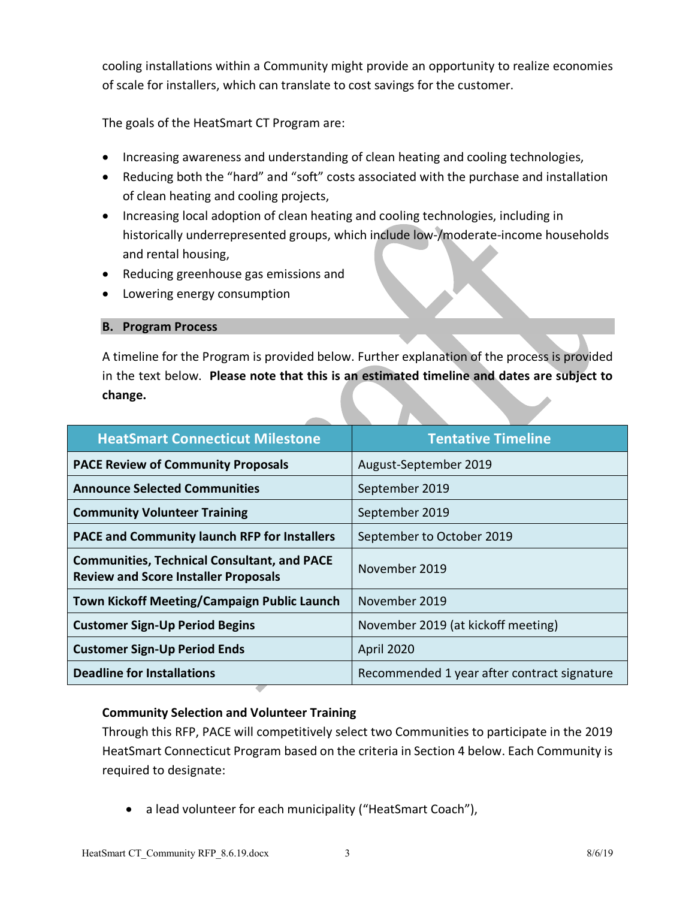cooling installations within a Community might provide an opportunity to realize economies of scale for installers, which can translate to cost savings for the customer.

The goals of the HeatSmart CT Program are:

- Increasing awareness and understanding of clean heating and cooling technologies,
- Reducing both the "hard" and "soft" costs associated with the purchase and installation of clean heating and cooling projects,
- Increasing local adoption of clean heating and cooling technologies, including in historically underrepresented groups, which include low-/moderate-income households and rental housing,
- Reducing greenhouse gas emissions and
- Lowering energy consumption

## B. Program Process

A timeline for the Program is provided below. Further explanation of the process is provided in the text below. **Please note that this is an estimated timeline and dates are subject to change.**

| HeatSmart Connecticut Milestone | Tentative Timeline |
|---|---|
| **PACE Review of Community Proposals** | August-September 2019 |
| **Announce Selected Communities** | September 2019 |
| **Community Volunteer Training** | September 2019 |
| **PACE and Community launch RFP for Installers** | September to October 2019 |
| **Communities, Technical Consultant, and PACE Review and Score Installer Proposals** | November 2019 |
| **Town Kickoff Meeting/Campaign Public Launch** | November 2019 |
| **Customer Sign-Up Period Begins** | November 2019 (at kickoff meeting) |
| **Customer Sign-Up Period Ends** | April 2020 |
| **Deadline for Installations** | Recommended 1 year after contract signature |

### Community Selection and Volunteer Training

Through this RFP, PACE will competitively select two Communities to participate in the 2019 HeatSmart Connecticut Program based on the criteria in Section 4 below. Each Community is required to designate:

- a lead volunteer for each municipality ("HeatSmart Coach"),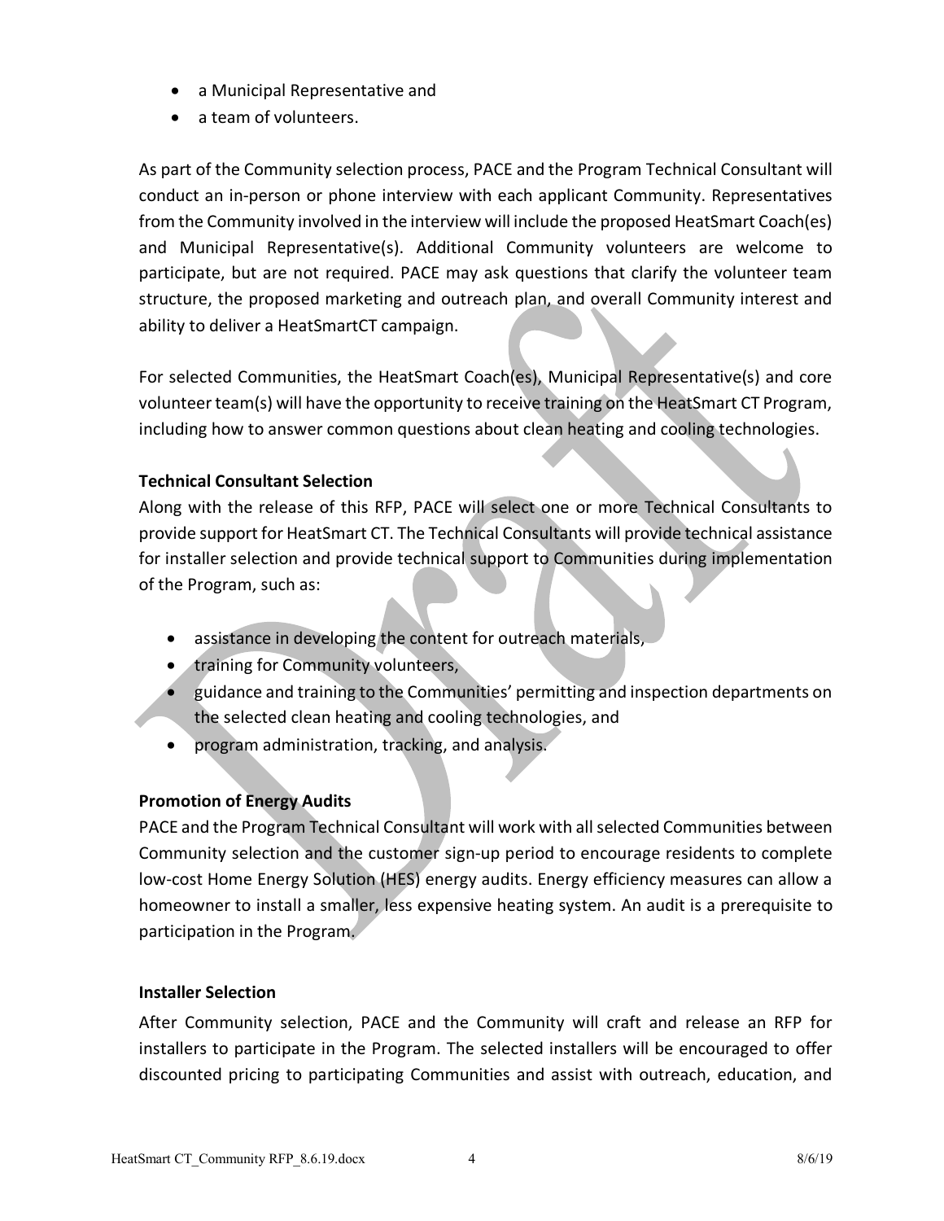- a Municipal Representative and
- a team of volunteers.

As part of the Community selection process, PACE and the Program Technical Consultant will conduct an in-person or phone interview with each applicant Community. Representatives from the Community involved in the interview will include the proposed HeatSmart Coach(es) and Municipal Representative(s). Additional Community volunteers are welcome to participate, but are not required. PACE may ask questions that clarify the volunteer team structure, the proposed marketing and outreach plan, and overall Community interest and ability to deliver a HeatSmartCT campaign.

For selected Communities, the HeatSmart Coach(es), Municipal Representative(s) and core volunteer team(s) will have the opportunity to receive training on the HeatSmart CT Program, including how to answer common questions about clean heating and cooling technologies.

**Technical Consultant Selection**

Along with the release of this RFP, PACE will select one or more Technical Consultants to provide support for HeatSmart CT. The Technical Consultants will provide technical assistance for installer selection and provide technical support to Communities during implementation of the Program, such as:

- assistance in developing the content for outreach materials,
- training for Community volunteers,
- guidance and training to the Communities' permitting and inspection departments on the selected clean heating and cooling technologies, and
- program administration, tracking, and analysis.

**Promotion of Energy Audits**

PACE and the Program Technical Consultant will work with all selected Communities between Community selection and the customer sign-up period to encourage residents to complete low-cost Home Energy Solution (HES) energy audits. Energy efficiency measures can allow a homeowner to install a smaller, less expensive heating system. An audit is a prerequisite to participation in the Program.

**Installer Selection**

After Community selection, PACE and the Community will craft and release an RFP for installers to participate in the Program. The selected installers will be encouraged to offer discounted pricing to participating Communities and assist with outreach, education, and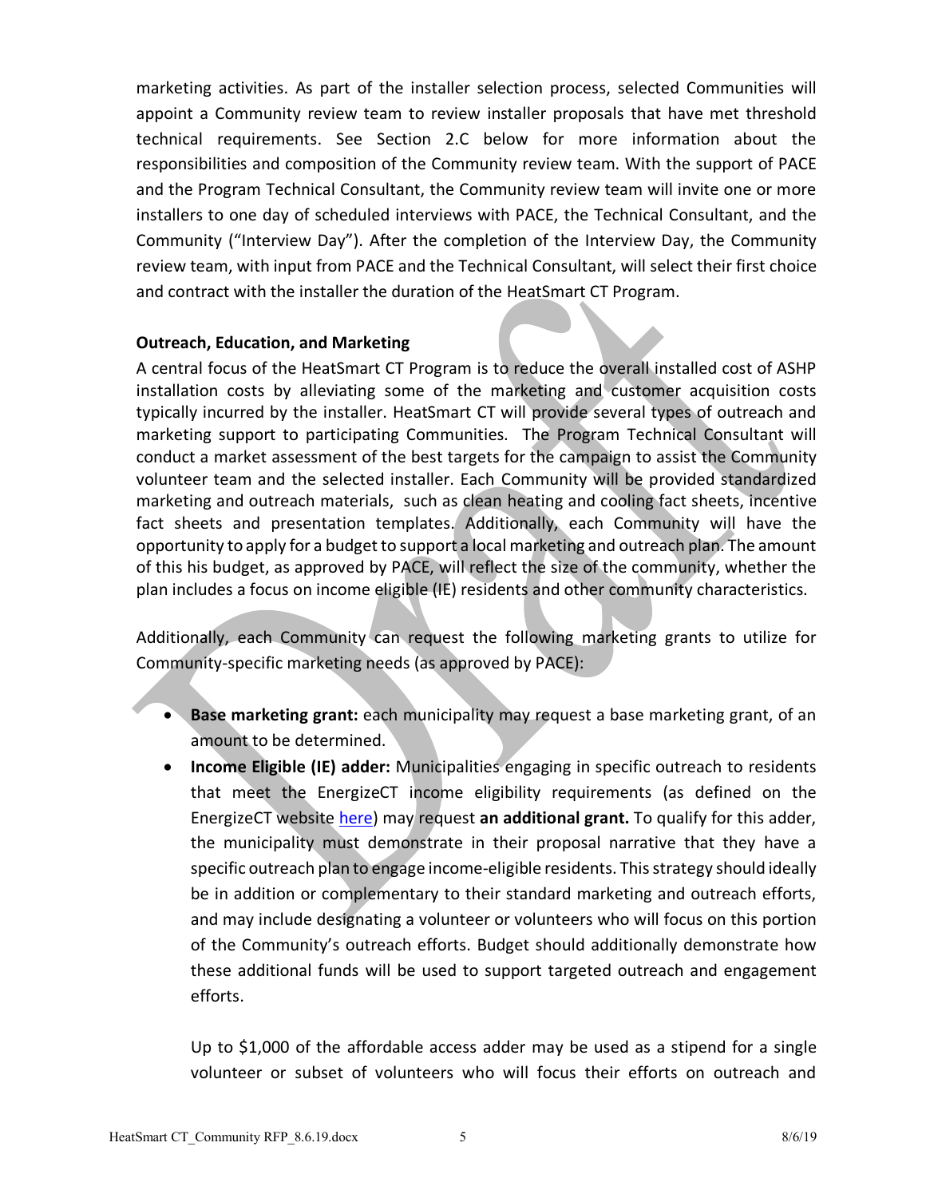marketing activities. As part of the installer selection process, selected Communities will appoint a Community review team to review installer proposals that have met threshold technical requirements. See Section 2.C below for more information about the responsibilities and composition of the Community review team. With the support of PACE and the Program Technical Consultant, the Community review team will invite one or more installers to one day of scheduled interviews with PACE, the Technical Consultant, and the Community ("Interview Day"). After the completion of the Interview Day, the Community review team, with input from PACE and the Technical Consultant, will select their first choice and contract with the installer the duration of the HeatSmart CT Program.

**Outreach, Education, and Marketing**

A central focus of the HeatSmart CT Program is to reduce the overall installed cost of ASHP installation costs by alleviating some of the marketing and customer acquisition costs typically incurred by the installer. HeatSmart CT will provide several types of outreach and marketing support to participating Communities. The Program Technical Consultant will conduct a market assessment of the best targets for the campaign to assist the Community volunteer team and the selected installer. Each Community will be provided standardized marketing and outreach materials, such as clean heating and cooling fact sheets, incentive fact sheets and presentation templates. Additionally, each Community will have the opportunity to apply for a budget to support a local marketing and outreach plan. The amount of this his budget, as approved by PACE, will reflect the size of the community, whether the plan includes a focus on income eligible (IE) residents and other community characteristics.

Additionally, each Community can request the following marketing grants to utilize for Community-specific marketing needs (as approved by PACE):

- **Base marketing grant:** each municipality may request a base marketing grant, of an amount to be determined.
- **Income Eligible (IE) adder:** Municipalities engaging in specific outreach to residents that meet the EnergizeCT income eligibility requirements (as defined on the EnergizeCT website [here](here)) may request **an additional grant.** To qualify for this adder, the municipality must demonstrate in their proposal narrative that they have a specific outreach plan to engage income-eligible residents. This strategy should ideally be in addition or complementary to their standard marketing and outreach efforts, and may include designating a volunteer or volunteers who will focus on this portion of the Community's outreach efforts. Budget should additionally demonstrate how these additional funds will be used to support targeted outreach and engagement efforts.

  Up to $1,000 of the affordable access adder may be used as a stipend for a single volunteer or subset of volunteers who will focus their efforts on outreach and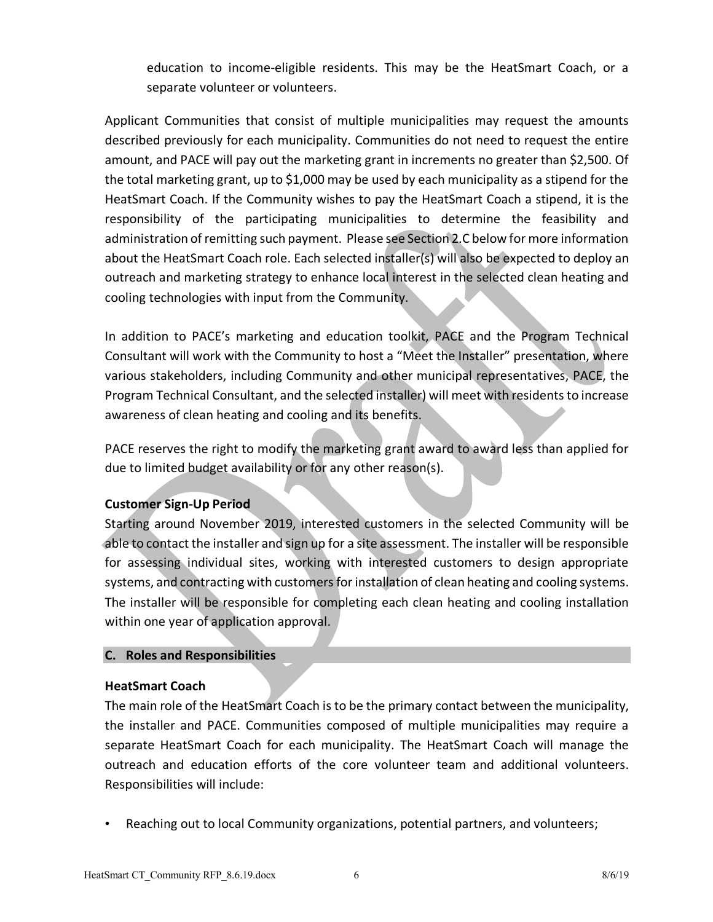education to income-eligible residents. This may be the HeatSmart Coach, or a separate volunteer or volunteers.

Applicant Communities that consist of multiple municipalities may request the amounts described previously for each municipality. Communities do not need to request the entire amount, and PACE will pay out the marketing grant in increments no greater than $2,500. Of the total marketing grant, up to $1,000 may be used by each municipality as a stipend for the HeatSmart Coach. If the Community wishes to pay the HeatSmart Coach a stipend, it is the responsibility of the participating municipalities to determine the feasibility and administration of remitting such payment. Please see Section 2.C below for more information about the HeatSmart Coach role. Each selected installer(s) will also be expected to deploy an outreach and marketing strategy to enhance local interest in the selected clean heating and cooling technologies with input from the Community.

In addition to PACE's marketing and education toolkit, PACE and the Program Technical Consultant will work with the Community to host a "Meet the Installer" presentation, where various stakeholders, including Community and other municipal representatives, PACE, the Program Technical Consultant, and the selected installer) will meet with residents to increase awareness of clean heating and cooling and its benefits.

PACE reserves the right to modify the marketing grant award to award less than applied for due to limited budget availability or for any other reason(s).

**Customer Sign-Up Period**

Starting around November 2019, interested customers in the selected Community will be able to contact the installer and sign up for a site assessment. The installer will be responsible for assessing individual sites, working with interested customers to design appropriate systems, and contracting with customers for installation of clean heating and cooling systems. The installer will be responsible for completing each clean heating and cooling installation within one year of application approval.

### C. Roles and Responsibilities

**HeatSmart Coach**

The main role of the HeatSmart Coach is to be the primary contact between the municipality, the installer and PACE. Communities composed of multiple municipalities may require a separate HeatSmart Coach for each municipality. The HeatSmart Coach will manage the outreach and education efforts of the core volunteer team and additional volunteers. Responsibilities will include:

- Reaching out to local Community organizations, potential partners, and volunteers;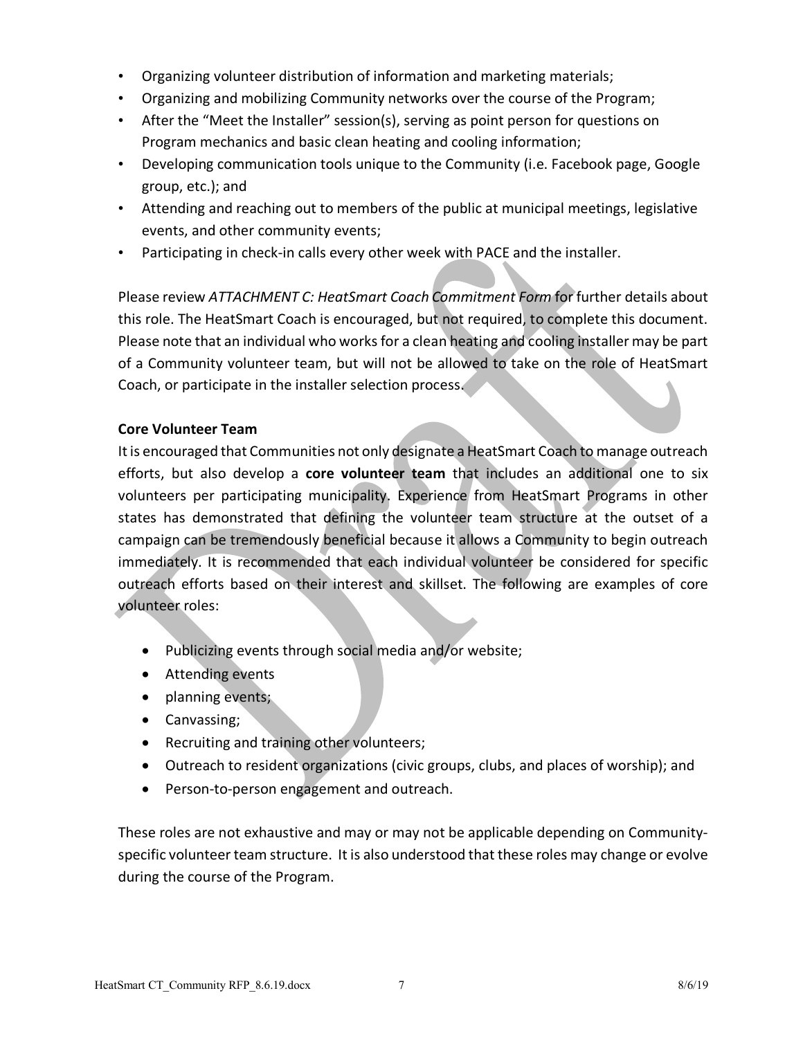- Organizing volunteer distribution of information and marketing materials;
- Organizing and mobilizing Community networks over the course of the Program;
- After the "Meet the Installer" session(s), serving as point person for questions on Program mechanics and basic clean heating and cooling information;
- Developing communication tools unique to the Community (i.e. Facebook page, Google group, etc.); and
- Attending and reaching out to members of the public at municipal meetings, legislative events, and other community events;
- Participating in check-in calls every other week with PACE and the installer.

Please review *ATTACHMENT C: HeatSmart Coach Commitment Form* for further details about this role. The HeatSmart Coach is encouraged, but not required, to complete this document. Please note that an individual who works for a clean heating and cooling installer may be part of a Community volunteer team, but will not be allowed to take on the role of HeatSmart Coach, or participate in the installer selection process.

**Core Volunteer Team**

It is encouraged that Communities not only designate a HeatSmart Coach to manage outreach efforts, but also develop a **core volunteer team** that includes an additional one to six volunteers per participating municipality. Experience from HeatSmart Programs in other states has demonstrated that defining the volunteer team structure at the outset of a campaign can be tremendously beneficial because it allows a Community to begin outreach immediately. It is recommended that each individual volunteer be considered for specific outreach efforts based on their interest and skillset. The following are examples of core volunteer roles:

- Publicizing events through social media and/or website;
- Attending events
- planning events;
- Canvassing;
- Recruiting and training other volunteers;
- Outreach to resident organizations (civic groups, clubs, and places of worship); and
- Person-to-person engagement and outreach.

These roles are not exhaustive and may or may not be applicable depending on Community-specific volunteer team structure. It is also understood that these roles may change or evolve during the course of the Program.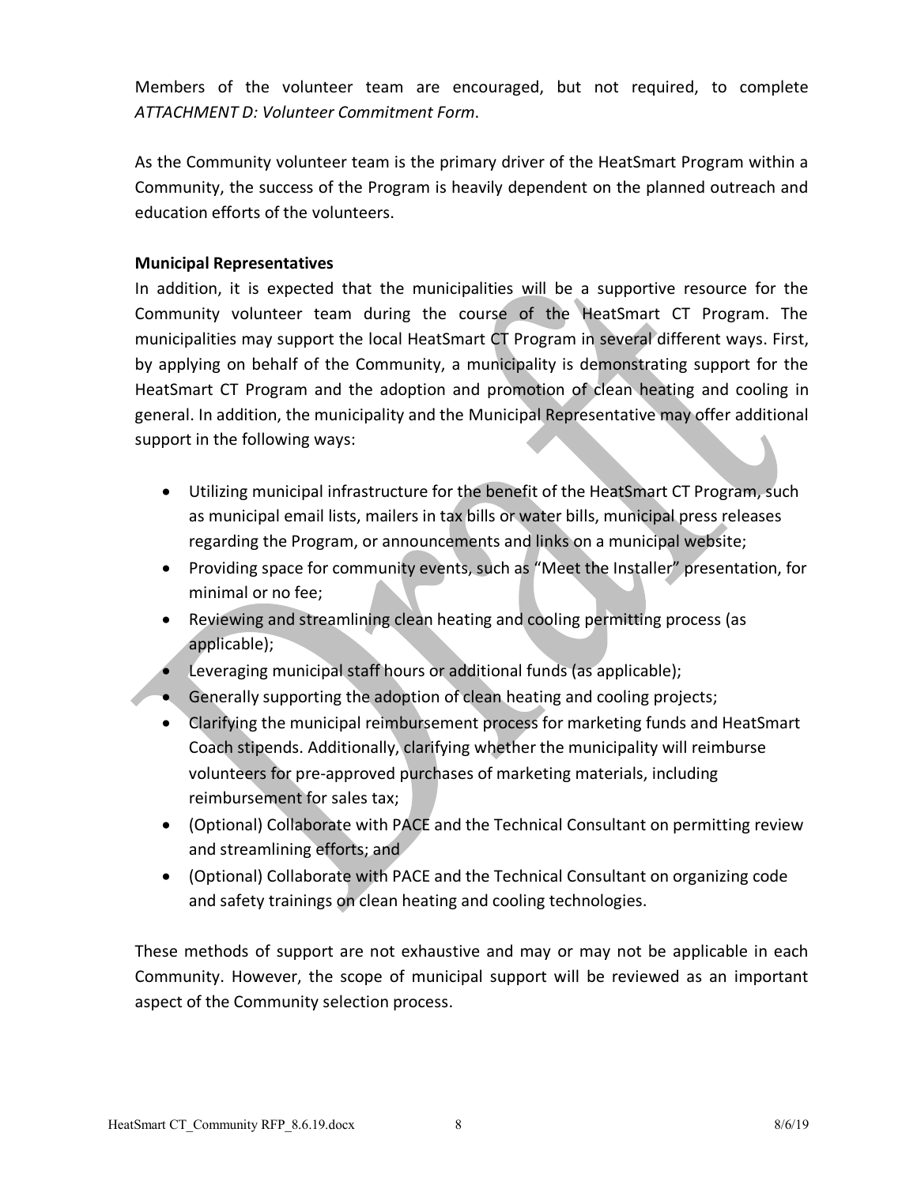Members of the volunteer team are encouraged, but not required, to complete *ATTACHMENT D: Volunteer Commitment Form.*

As the Community volunteer team is the primary driver of the HeatSmart Program within a Community, the success of the Program is heavily dependent on the planned outreach and education efforts of the volunteers.

**Municipal Representatives**

In addition, it is expected that the municipalities will be a supportive resource for the Community volunteer team during the course of the HeatSmart CT Program. The municipalities may support the local HeatSmart CT Program in several different ways. First, by applying on behalf of the Community, a municipality is demonstrating support for the HeatSmart CT Program and the adoption and promotion of clean heating and cooling in general. In addition, the municipality and the Municipal Representative may offer additional support in the following ways:

- Utilizing municipal infrastructure for the benefit of the HeatSmart CT Program, such as municipal email lists, mailers in tax bills or water bills, municipal press releases regarding the Program, or announcements and links on a municipal website;
- Providing space for community events, such as "Meet the Installer" presentation, for minimal or no fee;
- Reviewing and streamlining clean heating and cooling permitting process (as applicable);
- Leveraging municipal staff hours or additional funds (as applicable);
- Generally supporting the adoption of clean heating and cooling projects;
- Clarifying the municipal reimbursement process for marketing funds and HeatSmart Coach stipends. Additionally, clarifying whether the municipality will reimburse volunteers for pre-approved purchases of marketing materials, including reimbursement for sales tax;
- (Optional) Collaborate with PACE and the Technical Consultant on permitting review and streamlining efforts; and
- (Optional) Collaborate with PACE and the Technical Consultant on organizing code and safety trainings on clean heating and cooling technologies.

These methods of support are not exhaustive and may or may not be applicable in each Community. However, the scope of municipal support will be reviewed as an important aspect of the Community selection process.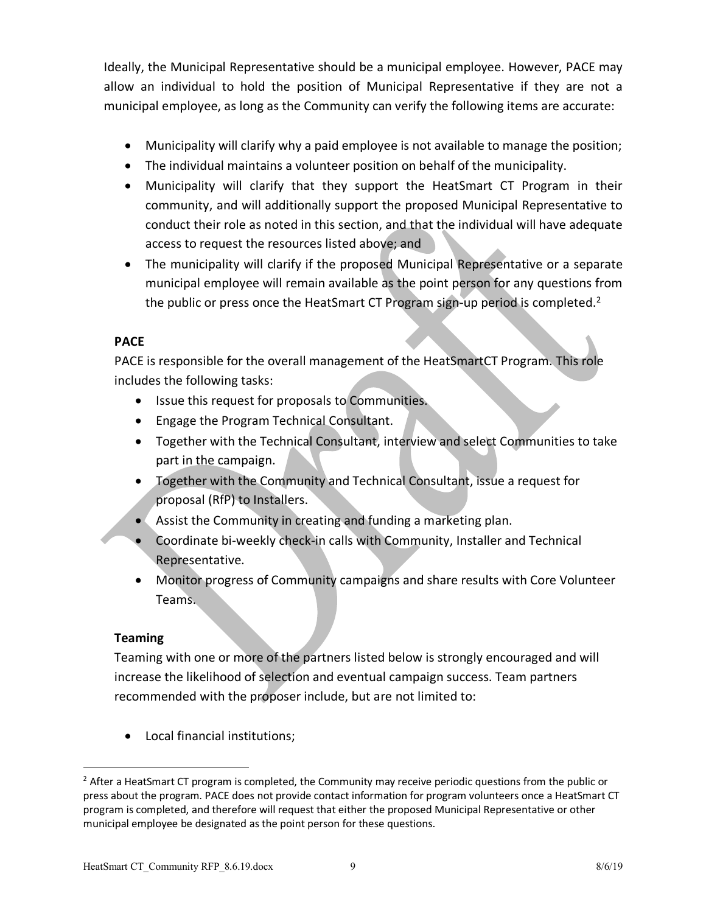Ideally, the Municipal Representative should be a municipal employee. However, PACE may allow an individual to hold the position of Municipal Representative if they are not a municipal employee, as long as the Community can verify the following items are accurate:

- Municipality will clarify why a paid employee is not available to manage the position;
- The individual maintains a volunteer position on behalf of the municipality.
- Municipality will clarify that they support the HeatSmart CT Program in their community, and will additionally support the proposed Municipal Representative to conduct their role as noted in this section, and that the individual will have adequate access to request the resources listed above; and
- The municipality will clarify if the proposed Municipal Representative or a separate municipal employee will remain available as the point person for any questions from the public or press once the HeatSmart CT Program sign-up period is completed.[2]

**PACE**

PACE is responsible for the overall management of the HeatSmartCT Program. This role includes the following tasks:

- Issue this request for proposals to Communities.
- Engage the Program Technical Consultant.
- Together with the Technical Consultant, interview and select Communities to take part in the campaign.
- Together with the Community and Technical Consultant, issue a request for proposal (RfP) to Installers.
- Assist the Community in creating and funding a marketing plan.
- Coordinate bi-weekly check-in calls with Community, Installer and Technical Representative.
- Monitor progress of Community campaigns and share results with Core Volunteer Teams.

**Teaming**

Teaming with one or more of the partners listed below is strongly encouraged and will increase the likelihood of selection and eventual campaign success. Team partners recommended with the proposer include, but are not limited to:

- Local financial institutions;

[2] After a HeatSmart CT program is completed, the Community may receive periodic questions from the public or press about the program. PACE does not provide contact information for program volunteers once a HeatSmart CT program is completed, and therefore will request that either the proposed Municipal Representative or other municipal employee be designated as the point person for these questions.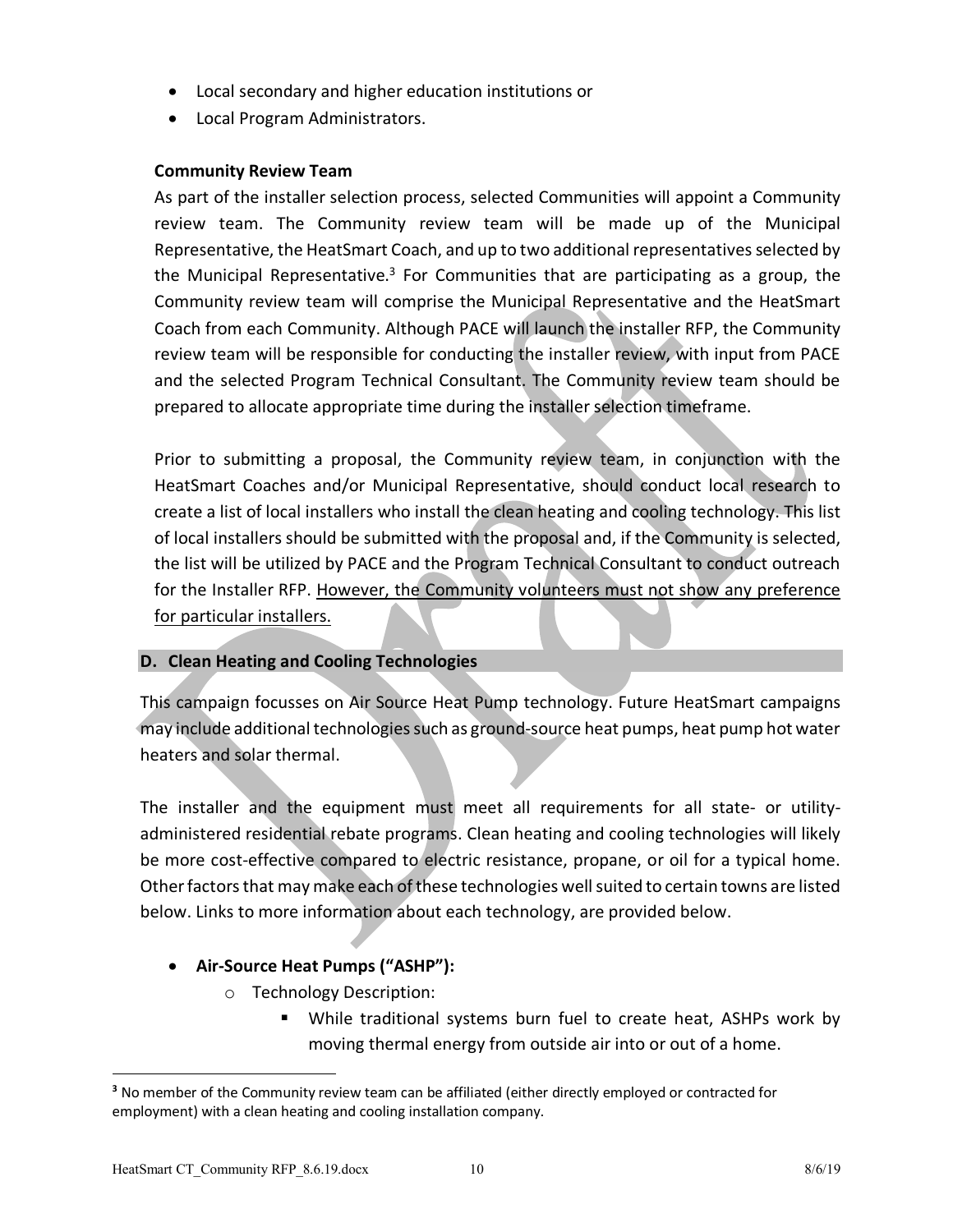- Local secondary and higher education institutions or
- Local Program Administrators.

### Community Review Team

As part of the installer selection process, selected Communities will appoint a Community review team. The Community review team will be made up of the Municipal Representative, the HeatSmart Coach, and up to two additional representatives selected by the Municipal Representative.[3] For Communities that are participating as a group, the Community review team will comprise the Municipal Representative and the HeatSmart Coach from each Community. Although PACE will launch the installer RFP, the Community review team will be responsible for conducting the installer review, with input from PACE and the selected Program Technical Consultant. The Community review team should be prepared to allocate appropriate time during the installer selection timeframe.

Prior to submitting a proposal, the Community review team, in conjunction with the HeatSmart Coaches and/or Municipal Representative, should conduct local research to create a list of local installers who install the clean heating and cooling technology. This list of local installers should be submitted with the proposal and, if the Community is selected, the list will be utilized by PACE and the Program Technical Consultant to conduct outreach for the Installer RFP. <u>However, the Community volunteers must not show any preference for particular installers.</u>

## D. Clean Heating and Cooling Technologies

This campaign focusses on Air Source Heat Pump technology. Future HeatSmart campaigns may include additional technologies such as ground-source heat pumps, heat pump hot water heaters and solar thermal.

The installer and the equipment must meet all requirements for all state- or utility-administered residential rebate programs. Clean heating and cooling technologies will likely be more cost-effective compared to electric resistance, propane, or oil for a typical home. Other factors that may make each of these technologies well suited to certain towns are listed below. Links to more information about each technology, are provided below.

- **Air-Source Heat Pumps ("ASHP"):**
  - Technology Description:
    - While traditional systems burn fuel to create heat, ASHPs work by moving thermal energy from outside air into or out of a home.

---

[3] No member of the Community review team can be affiliated (either directly employed or contracted for employment) with a clean heating and cooling installation company.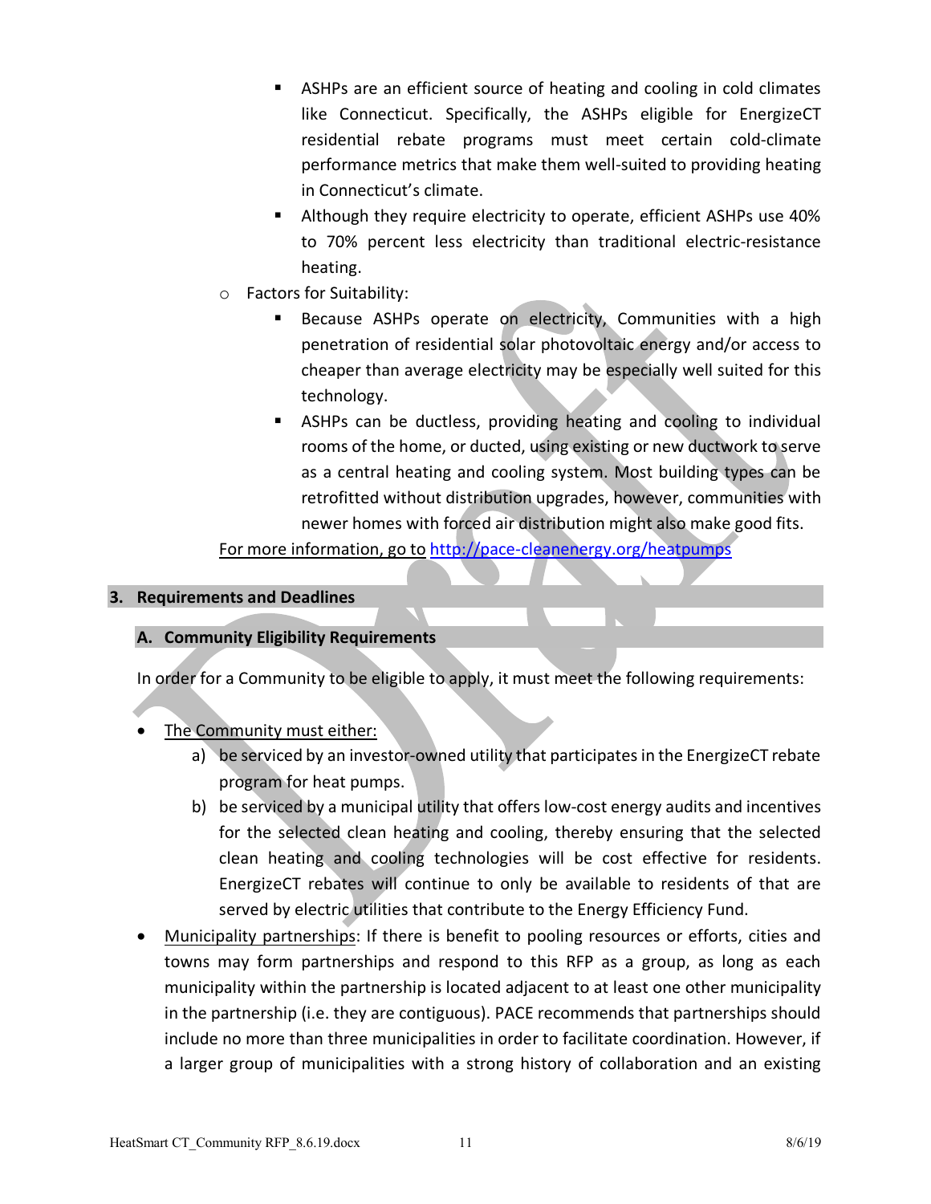- ASHPs are an efficient source of heating and cooling in cold climates like Connecticut. Specifically, the ASHPs eligible for EnergizeCT residential rebate programs must meet certain cold-climate performance metrics that make them well-suited to providing heating in Connecticut's climate.
   - Although they require electricity to operate, efficient ASHPs use 40% to 70% percent less electricity than traditional electric-resistance heating.
- Factors for Suitability:
   - Because ASHPs operate on electricity, Communities with a high penetration of residential solar photovoltaic energy and/or access to cheaper than average electricity may be especially well suited for this technology.
   - ASHPs can be ductless, providing heating and cooling to individual rooms of the home, or ducted, using existing or new ductwork to serve as a central heating and cooling system. Most building types can be retrofitted without distribution upgrades, however, communities with newer homes with forced air distribution might also make good fits.

For more information, go to http://pace-cleanenergy.org/heatpumps

## 3. Requirements and Deadlines

### A. Community Eligibility Requirements

In order for a Community to be eligible to apply, it must meet the following requirements:

- The Community must either:
   a) be serviced by an investor-owned utility that participates in the EnergizeCT rebate program for heat pumps.
   b) be serviced by a municipal utility that offers low-cost energy audits and incentives for the selected clean heating and cooling, thereby ensuring that the selected clean heating and cooling technologies will be cost effective for residents. EnergizeCT rebates will continue to only be available to residents of that are served by electric utilities that contribute to the Energy Efficiency Fund.
- Municipality partnerships: If there is benefit to pooling resources or efforts, cities and towns may form partnerships and respond to this RFP as a group, as long as each municipality within the partnership is located adjacent to at least one other municipality in the partnership (i.e. they are contiguous). PACE recommends that partnerships should include no more than three municipalities in order to facilitate coordination. However, if a larger group of municipalities with a strong history of collaboration and an existing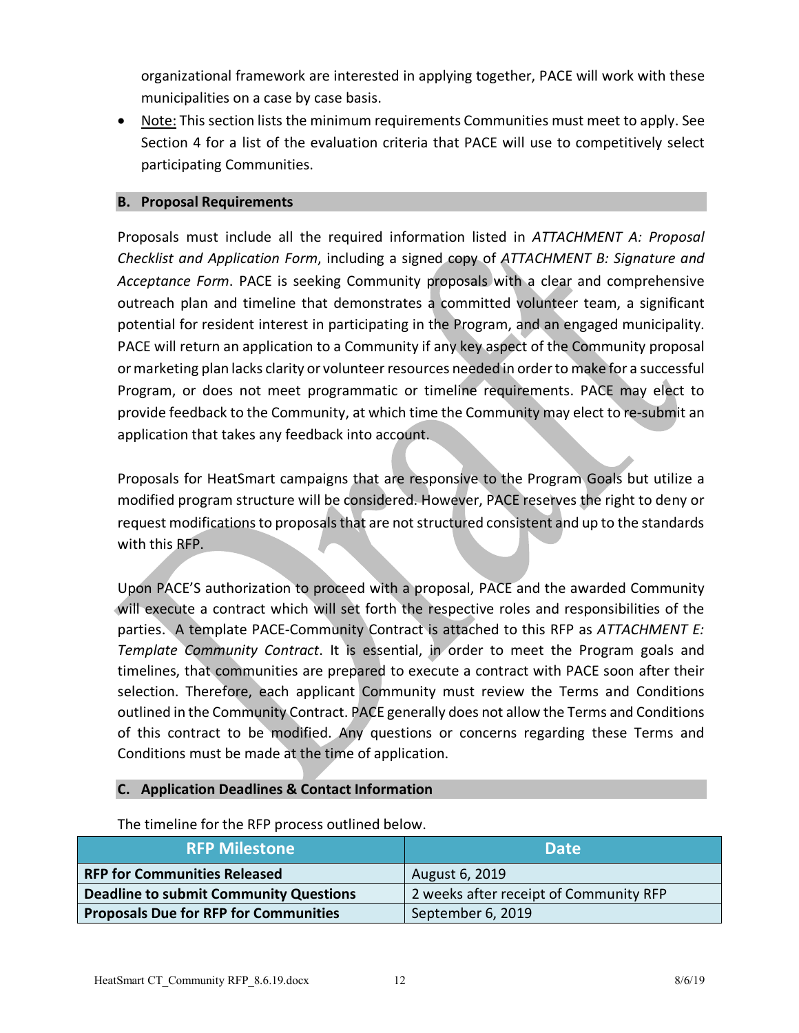organizational framework are interested in applying together, PACE will work with these municipalities on a case by case basis.

- Note: This section lists the minimum requirements Communities must meet to apply. See Section 4 for a list of the evaluation criteria that PACE will use to competitively select participating Communities.

### B. Proposal Requirements

Proposals must include all the required information listed in *ATTACHMENT A: Proposal Checklist and Application Form*, including a signed copy of *ATTACHMENT B: Signature and Acceptance Form*. PACE is seeking Community proposals with a clear and comprehensive outreach plan and timeline that demonstrates a committed volunteer team, a significant potential for resident interest in participating in the Program, and an engaged municipality. PACE will return an application to a Community if any key aspect of the Community proposal or marketing plan lacks clarity or volunteer resources needed in order to make for a successful Program, or does not meet programmatic or timeline requirements. PACE may elect to provide feedback to the Community, at which time the Community may elect to re-submit an application that takes any feedback into account.

Proposals for HeatSmart campaigns that are responsive to the Program Goals but utilize a modified program structure will be considered. However, PACE reserves the right to deny or request modifications to proposals that are not structured consistent and up to the standards with this RFP.

Upon PACE'S authorization to proceed with a proposal, PACE and the awarded Community will execute a contract which will set forth the respective roles and responsibilities of the parties. A template PACE-Community Contract is attached to this RFP as *ATTACHMENT E: Template Community Contract*. It is essential, in order to meet the Program goals and timelines, that communities are prepared to execute a contract with PACE soon after their selection. Therefore, each applicant Community must review the Terms and Conditions outlined in the Community Contract. PACE generally does not allow the Terms and Conditions of this contract to be modified. Any questions or concerns regarding these Terms and Conditions must be made at the time of application.

### C. Application Deadlines & Contact Information

The timeline for the RFP process outlined below.

| RFP Milestone | Date |
|---|---|
| **RFP for Communities Released** | August 6, 2019 |
| **Deadline to submit Community Questions** | 2 weeks after receipt of Community RFP |
| **Proposals Due for RFP for Communities** | September 6, 2019 |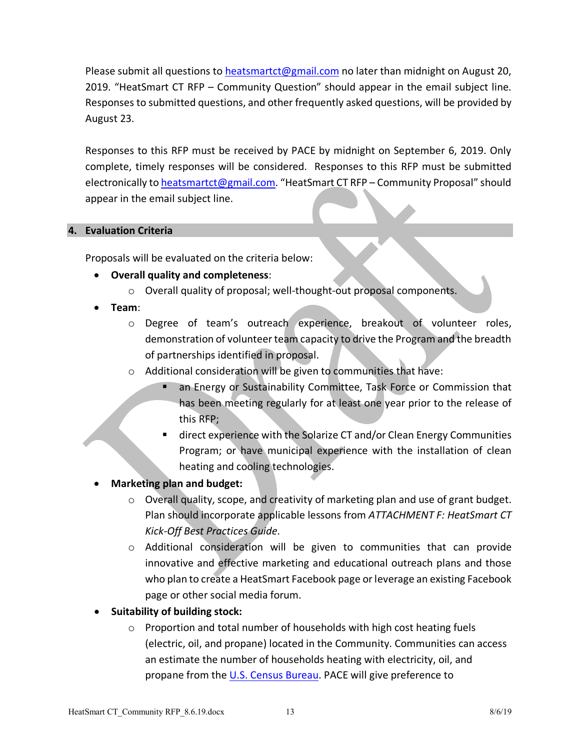Please submit all questions to heatsmartct@gmail.com no later than midnight on August 20, 2019. "HeatSmart CT RFP – Community Question" should appear in the email subject line. Responses to submitted questions, and other frequently asked questions, will be provided by August 23.

Responses to this RFP must be received by PACE by midnight on September 6, 2019. Only complete, timely responses will be considered. Responses to this RFP must be submitted electronically to heatsmartct@gmail.com. "HeatSmart CT RFP – Community Proposal" should appear in the email subject line.

## 4. Evaluation Criteria

Proposals will be evaluated on the criteria below:

- **Overall quality and completeness**:
  - Overall quality of proposal; well-thought-out proposal components.
- **Team**:
  - Degree of team's outreach experience, breakout of volunteer roles, demonstration of volunteer team capacity to drive the Program and the breadth of partnerships identified in proposal.
  - Additional consideration will be given to communities that have:
    - an Energy or Sustainability Committee, Task Force or Commission that has been meeting regularly for at least one year prior to the release of this RFP;
    - direct experience with the Solarize CT and/or Clean Energy Communities Program; or have municipal experience with the installation of clean heating and cooling technologies.
- **Marketing plan and budget:**
  - Overall quality, scope, and creativity of marketing plan and use of grant budget. Plan should incorporate applicable lessons from *ATTACHMENT F: HeatSmart CT Kick-Off Best Practices Guide*.
  - Additional consideration will be given to communities that can provide innovative and effective marketing and educational outreach plans and those who plan to create a HeatSmart Facebook page or leverage an existing Facebook page or other social media forum.
- **Suitability of building stock:**
  - Proportion and total number of households with high cost heating fuels (electric, oil, and propane) located in the Community. Communities can access an estimate the number of households heating with electricity, oil, and propane from the U.S. Census Bureau. PACE will give preference to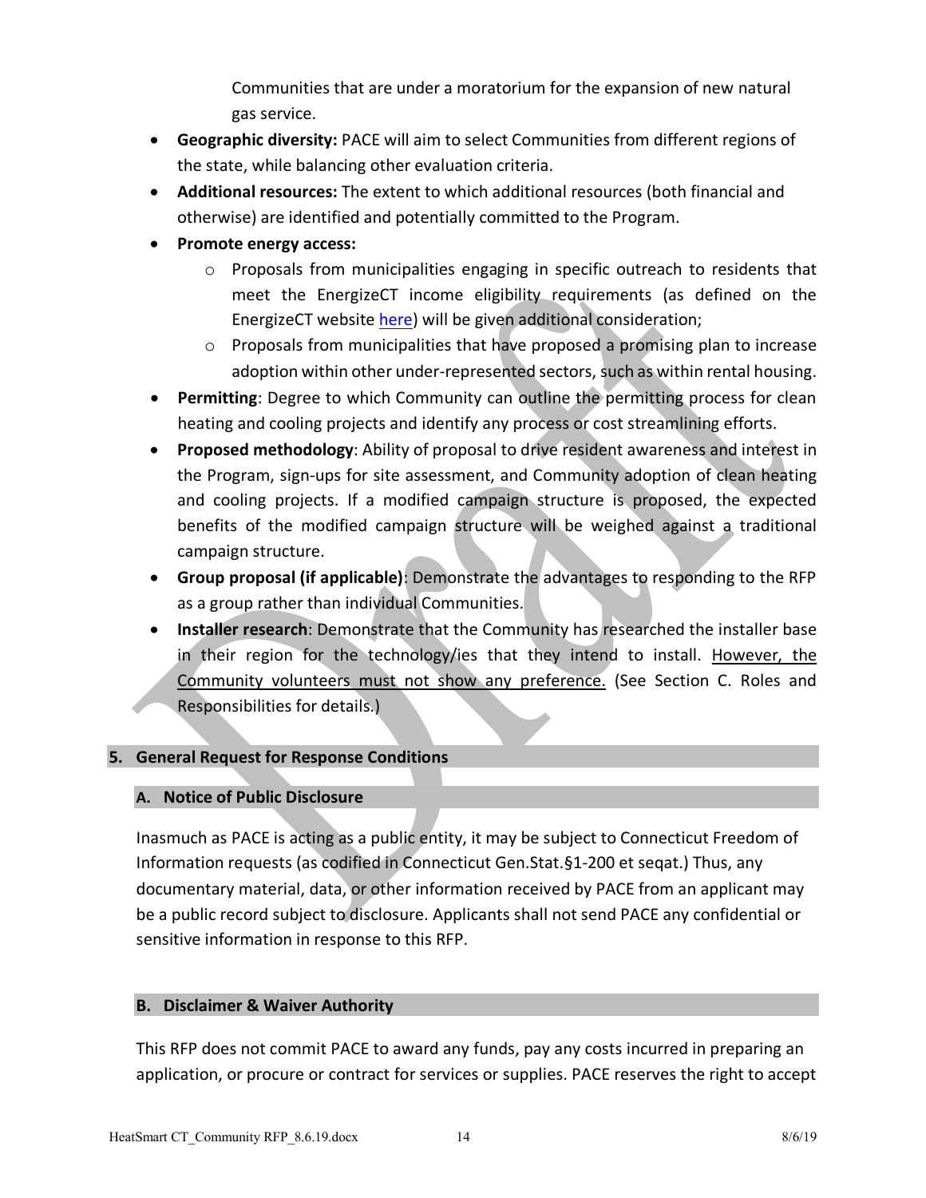Communities that are under a moratorium for the expansion of new natural gas service.

- **Geographic diversity:** PACE will aim to select Communities from different regions of the state, while balancing other evaluation criteria.
- **Additional resources:** The extent to which additional resources (both financial and otherwise) are identified and potentially committed to the Program.
- **Promote energy access:**
  - Proposals from municipalities engaging in specific outreach to residents that meet the EnergizeCT income eligibility requirements (as defined on the EnergizeCT website here) will be given additional consideration;
  - Proposals from municipalities that have proposed a promising plan to increase adoption within other under-represented sectors, such as within rental housing.
- **Permitting**: Degree to which Community can outline the permitting process for clean heating and cooling projects and identify any process or cost streamlining efforts.
- **Proposed methodology**: Ability of proposal to drive resident awareness and interest in the Program, sign-ups for site assessment, and Community adoption of clean heating and cooling projects. If a modified campaign structure is proposed, the expected benefits of the modified campaign structure will be weighed against a traditional campaign structure.
- **Group proposal (if applicable)**: Demonstrate the advantages to responding to the RFP as a group rather than individual Communities.
- **Installer research**: Demonstrate that the Community has researched the installer base in their region for the technology/ies that they intend to install. <u>However, the Community volunteers must not show any preference.</u> (See Section C. Roles and Responsibilities for details.)

## 5. General Request for Response Conditions

### A. Notice of Public Disclosure

Inasmuch as PACE is acting as a public entity, it may be subject to Connecticut Freedom of Information requests (as codified in Connecticut Gen.Stat.§1-200 et seqat.) Thus, any documentary material, data, or other information received by PACE from an applicant may be a public record subject to disclosure. Applicants shall not send PACE any confidential or sensitive information in response to this RFP.

### B. Disclaimer & Waiver Authority

This RFP does not commit PACE to award any funds, pay any costs incurred in preparing an application, or procure or contract for services or supplies. PACE reserves the right to accept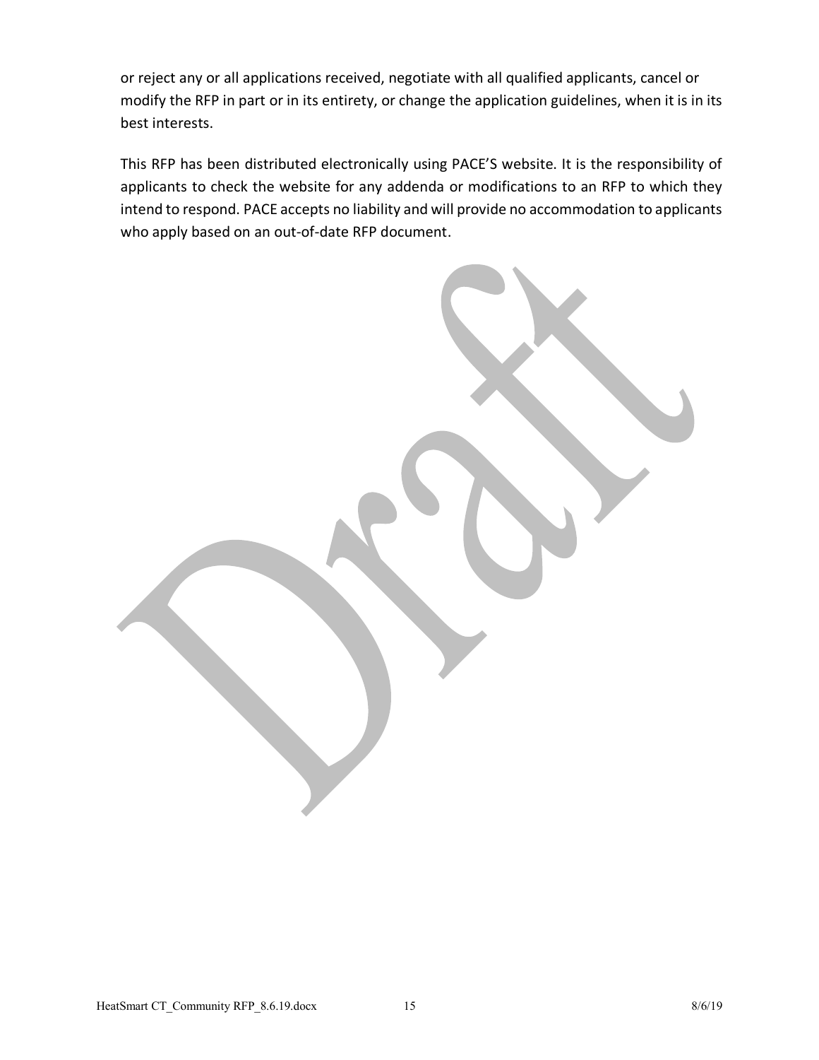or reject any or all applications received, negotiate with all qualified applicants, cancel or modify the RFP in part or in its entirety, or change the application guidelines, when it is in its best interests.

This RFP has been distributed electronically using PACE'S website. It is the responsibility of applicants to check the website for any addenda or modifications to an RFP to which they intend to respond. PACE accepts no liability and will provide no accommodation to applicants who apply based on an out-of-date RFP document.